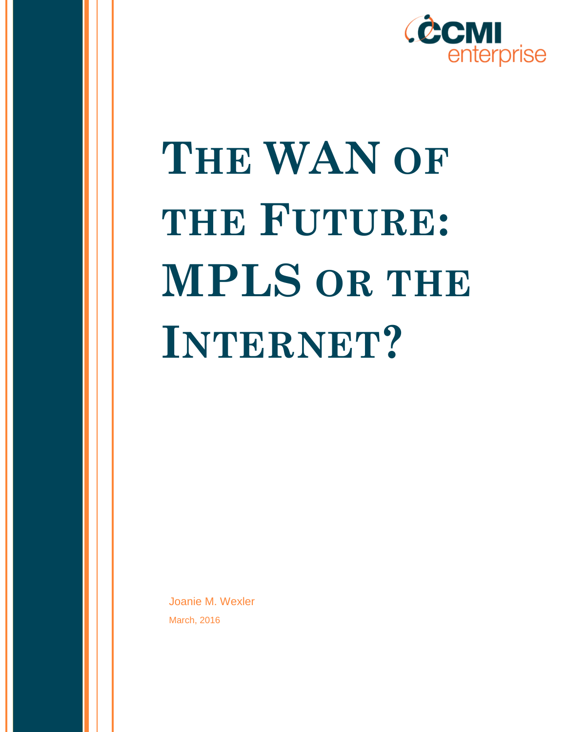CCMI enterprise

# The WAN of the Future: MPLS or the Internet?

Joanie M. Wexler

March, 2016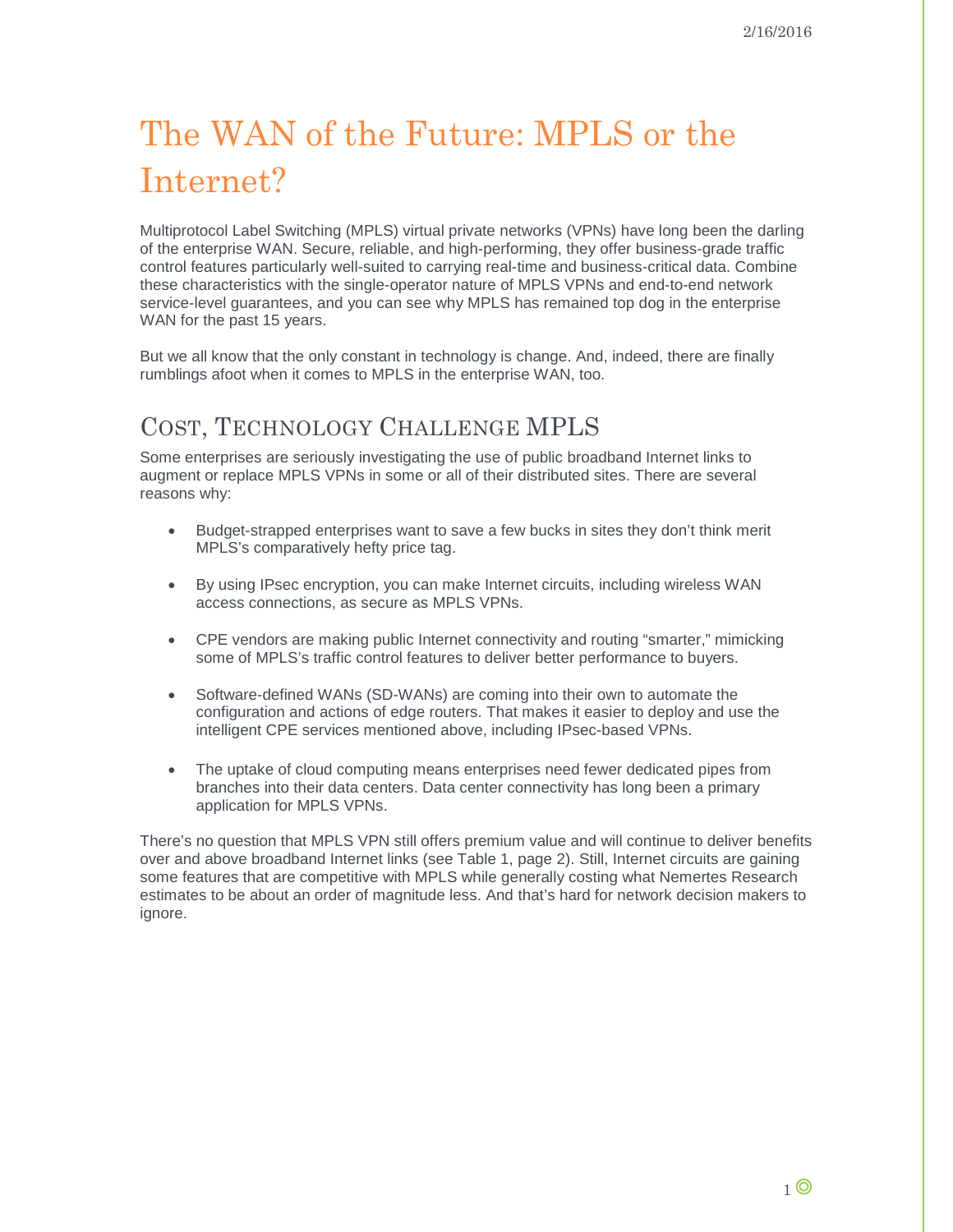# The WAN of the Future: MPLS or the Internet?

Multiprotocol Label Switching (MPLS) virtual private networks (VPNs) have long been the darling of the enterprise WAN. Secure, reliable, and high-performing, they offer business-grade traffic control features particularly well-suited to carrying real-time and business-critical data. Combine these characteristics with the single-operator nature of MPLS VPNs and end-to-end network service-level guarantees, and you can see why MPLS has remained top dog in the enterprise WAN for the past 15 years.

But we all know that the only constant in technology is change. And, indeed, there are finally rumblings afoot when it comes to MPLS in the enterprise WAN, too.

## Cost, Technology Challenge MPLS

Some enterprises are seriously investigating the use of public broadband Internet links to augment or replace MPLS VPNs in some or all of their distributed sites. There are several reasons why:

- Budget-strapped enterprises want to save a few bucks in sites they don't think merit MPLS's comparatively hefty price tag.
- By using IPsec encryption, you can make Internet circuits, including wireless WAN access connections, as secure as MPLS VPNs.
- CPE vendors are making public Internet connectivity and routing "smarter," mimicking some of MPLS's traffic control features to deliver better performance to buyers.
- Software-defined WANs (SD-WANs) are coming into their own to automate the configuration and actions of edge routers. That makes it easier to deploy and use the intelligent CPE services mentioned above, including IPsec-based VPNs.
- The uptake of cloud computing means enterprises need fewer dedicated pipes from branches into their data centers. Data center connectivity has long been a primary application for MPLS VPNs.

There's no question that MPLS VPN still offers premium value and will continue to deliver benefits over and above broadband Internet links (see Table 1, page 2). Still, Internet circuits are gaining some features that are competitive with MPLS while generally costing what Nemertes Research estimates to be about an order of magnitude less. And that's hard for network decision makers to ignore.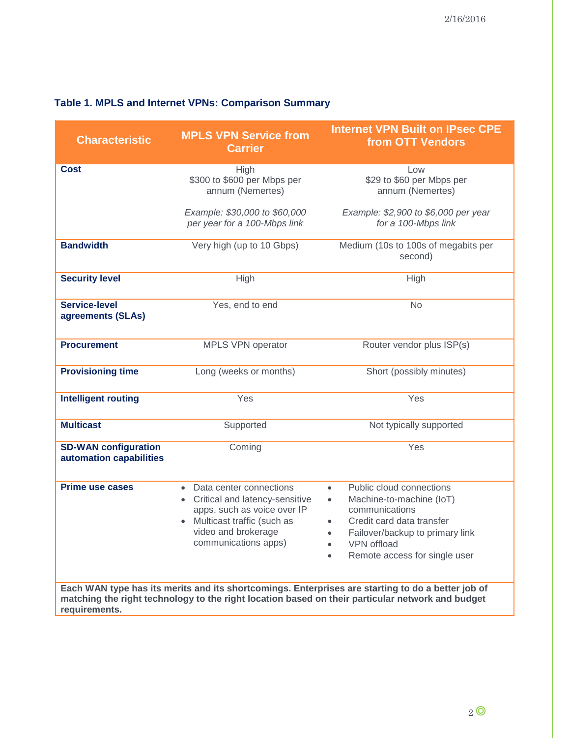**Table 1. MPLS and Internet VPNs: Comparison Summary**

| Characteristic | MPLS VPN Service from Carrier | Internet VPN Built on IPsec CPE from OTT Vendors |
|---|---|---|
| **Cost** | High<br>$300 to $600 per Mbps per annum (Nemertes)<br><br>*Example: $30,000 to $60,000 per year for a 100-Mbps link* | Low<br>$29 to $60 per Mbps per annum (Nemertes)<br><br>*Example: $2,900 to $6,000 per year for a 100-Mbps link* |
| **Bandwidth** | Very high (up to 10 Gbps) | Medium (10s to 100s of megabits per second) |
| **Security level** | High | High |
| **Service-level agreements (SLAs)** | Yes, end to end | No |
| **Procurement** | MPLS VPN operator | Router vendor plus ISP(s) |
| **Provisioning time** | Long (weeks or months) | Short (possibly minutes) |
| **Intelligent routing** | Yes | Yes |
| **Multicast** | Supported | Not typically supported |
| **SD-WAN configuration automation capabilities** | Coming | Yes |
| **Prime use cases** | • Data center connections<br>• Critical and latency-sensitive apps, such as voice over IP<br>• Multicast traffic (such as video and brokerage communications apps) | • Public cloud connections<br>• Machine-to-machine (IoT) communications<br>• Credit card data transfer<br>• Failover/backup to primary link<br>• VPN offload<br>• Remote access for single user |
| **Each WAN type has its merits and its shortcomings. Enterprises are starting to do a better job of matching the right technology to the right location based on their particular network and budget requirements.** | | |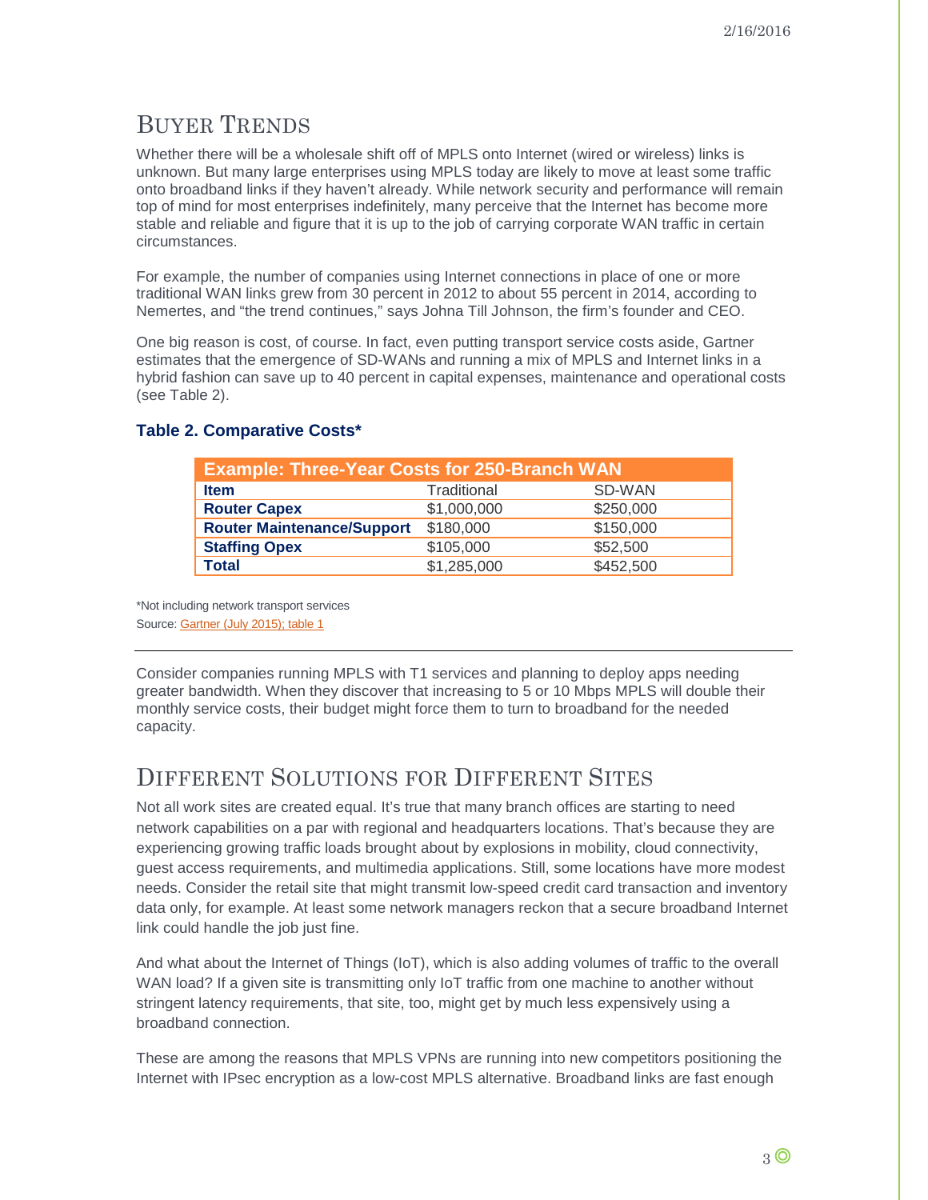## Buyer Trends

Whether there will be a wholesale shift off of MPLS onto Internet (wired or wireless) links is unknown. But many large enterprises using MPLS today are likely to move at least some traffic onto broadband links if they haven't already. While network security and performance will remain top of mind for most enterprises indefinitely, many perceive that the Internet has become more stable and reliable and figure that it is up to the job of carrying corporate WAN traffic in certain circumstances.

For example, the number of companies using Internet connections in place of one or more traditional WAN links grew from 30 percent in 2012 to about 55 percent in 2014, according to Nemertes, and "the trend continues," says Johna Till Johnson, the firm's founder and CEO.

One big reason is cost, of course. In fact, even putting transport service costs aside, Gartner estimates that the emergence of SD-WANs and running a mix of MPLS and Internet links in a hybrid fashion can save up to 40 percent in capital expenses, maintenance and operational costs (see Table 2).

**Table 2. Comparative Costs***

| Example: Three-Year Costs for 250-Branch WAN | | |
|---|---|---|
| **Item** | Traditional | SD-WAN |
| **Router Capex** | $1,000,000 | $250,000 |
| **Router Maintenance/Support** | $180,000 | $150,000 |
| **Staffing Opex** | $105,000 | $52,500 |
| **Total** | $1,285,000 | $452,500 |

*Not including network transport services

Source: Gartner (July 2015); table 1

Consider companies running MPLS with T1 services and planning to deploy apps needing greater bandwidth. When they discover that increasing to 5 or 10 Mbps MPLS will double their monthly service costs, their budget might force them to turn to broadband for the needed capacity.

## Different Solutions for Different Sites

Not all work sites are created equal. It's true that many branch offices are starting to need network capabilities on a par with regional and headquarters locations. That's because they are experiencing growing traffic loads brought about by explosions in mobility, cloud connectivity, guest access requirements, and multimedia applications. Still, some locations have more modest needs. Consider the retail site that might transmit low-speed credit card transaction and inventory data only, for example. At least some network managers reckon that a secure broadband Internet link could handle the job just fine.

And what about the Internet of Things (IoT), which is also adding volumes of traffic to the overall WAN load? If a given site is transmitting only IoT traffic from one machine to another without stringent latency requirements, that site, too, might get by much less expensively using a broadband connection.

These are among the reasons that MPLS VPNs are running into new competitors positioning the Internet with IPsec encryption as a low-cost MPLS alternative. Broadband links are fast enough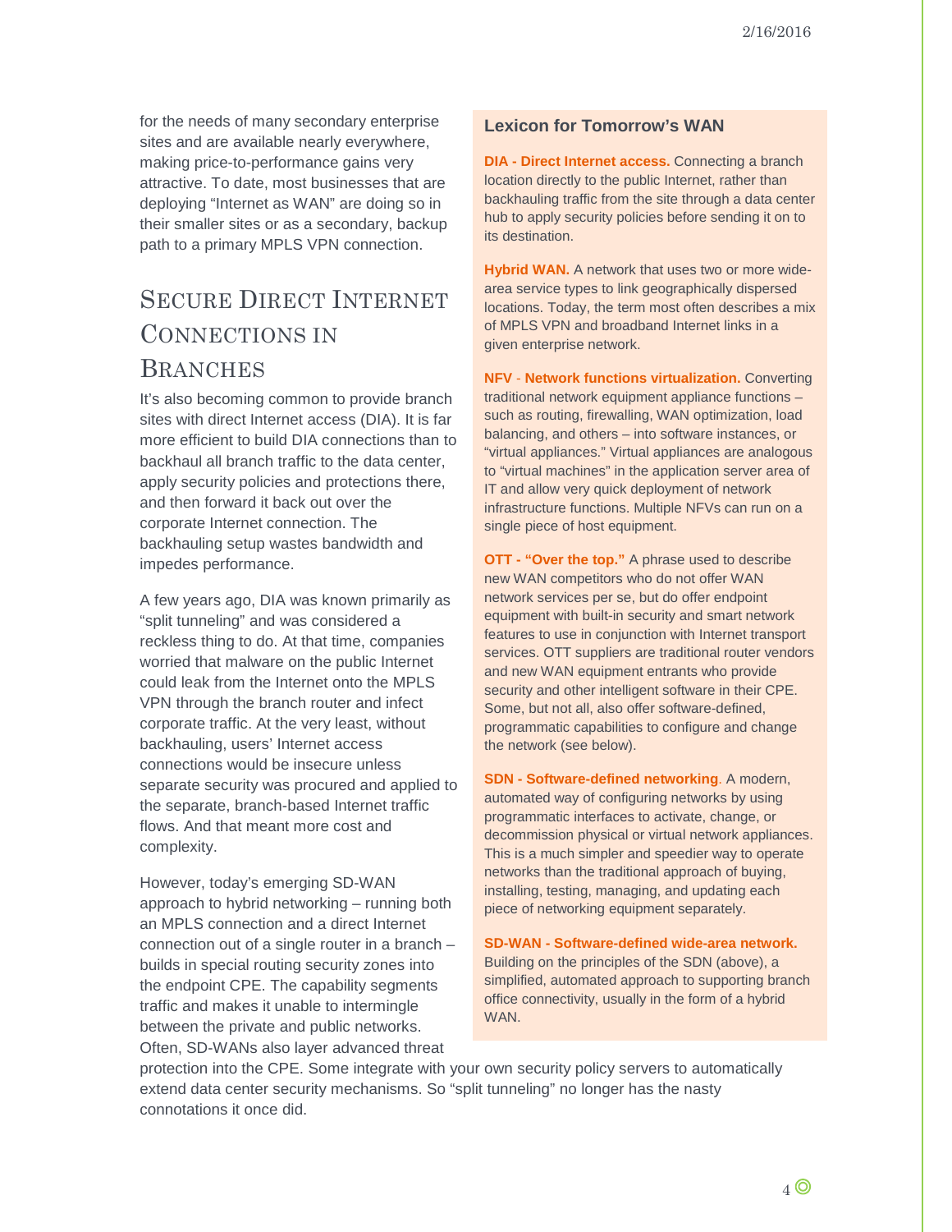for the needs of many secondary enterprise sites and are available nearly everywhere, making price-to-performance gains very attractive. To date, most businesses that are deploying "Internet as WAN" are doing so in their smaller sites or as a secondary, backup path to a primary MPLS VPN connection.

## Secure Direct Internet Connections in Branches

It's also becoming common to provide branch sites with direct Internet access (DIA). It is far more efficient to build DIA connections than to backhaul all branch traffic to the data center, apply security policies and protections there, and then forward it back out over the corporate Internet connection. The backhauling setup wastes bandwidth and impedes performance.

A few years ago, DIA was known primarily as "split tunneling" and was considered a reckless thing to do. At that time, companies worried that malware on the public Internet could leak from the Internet onto the MPLS VPN through the branch router and infect corporate traffic. At the very least, without backhauling, users' Internet access connections would be insecure unless separate security was procured and applied to the separate, branch-based Internet traffic flows. And that meant more cost and complexity.

However, today's emerging SD-WAN approach to hybrid networking – running both an MPLS connection and a direct Internet connection out of a single router in a branch – builds in special routing security zones into the endpoint CPE. The capability segments traffic and makes it unable to intermingle between the private and public networks. Often, SD-WANs also layer advanced threat protection into the CPE. Some integrate with your own security policy servers to automatically extend data center security mechanisms. So "split tunneling" no longer has the nasty connotations it once did.

### Lexicon for Tomorrow's WAN

**DIA - Direct Internet access.** Connecting a branch location directly to the public Internet, rather than backhauling traffic from the site through a data center hub to apply security policies before sending it on to its destination.

**Hybrid WAN.** A network that uses two or more wide-area service types to link geographically dispersed locations. Today, the term most often describes a mix of MPLS VPN and broadband Internet links in a given enterprise network.

**NFV - Network functions virtualization.** Converting traditional network equipment appliance functions – such as routing, firewalling, WAN optimization, load balancing, and others – into software instances, or "virtual appliances." Virtual appliances are analogous to "virtual machines" in the application server area of IT and allow very quick deployment of network infrastructure functions. Multiple NFVs can run on a single piece of host equipment.

**OTT - "Over the top."** A phrase used to describe new WAN competitors who do not offer WAN network services per se, but do offer endpoint equipment with built-in security and smart network features to use in conjunction with Internet transport services. OTT suppliers are traditional router vendors and new WAN equipment entrants who provide security and other intelligent software in their CPE. Some, but not all, also offer software-defined, programmatic capabilities to configure and change the network (see below).

**SDN - Software-defined networking**. A modern, automated way of configuring networks by using programmatic interfaces to activate, change, or decommission physical or virtual network appliances. This is a much simpler and speedier way to operate networks than the traditional approach of buying, installing, testing, managing, and updating each piece of networking equipment separately.

**SD-WAN - Software-defined wide-area network.** Building on the principles of the SDN (above), a simplified, automated approach to supporting branch office connectivity, usually in the form of a hybrid WAN.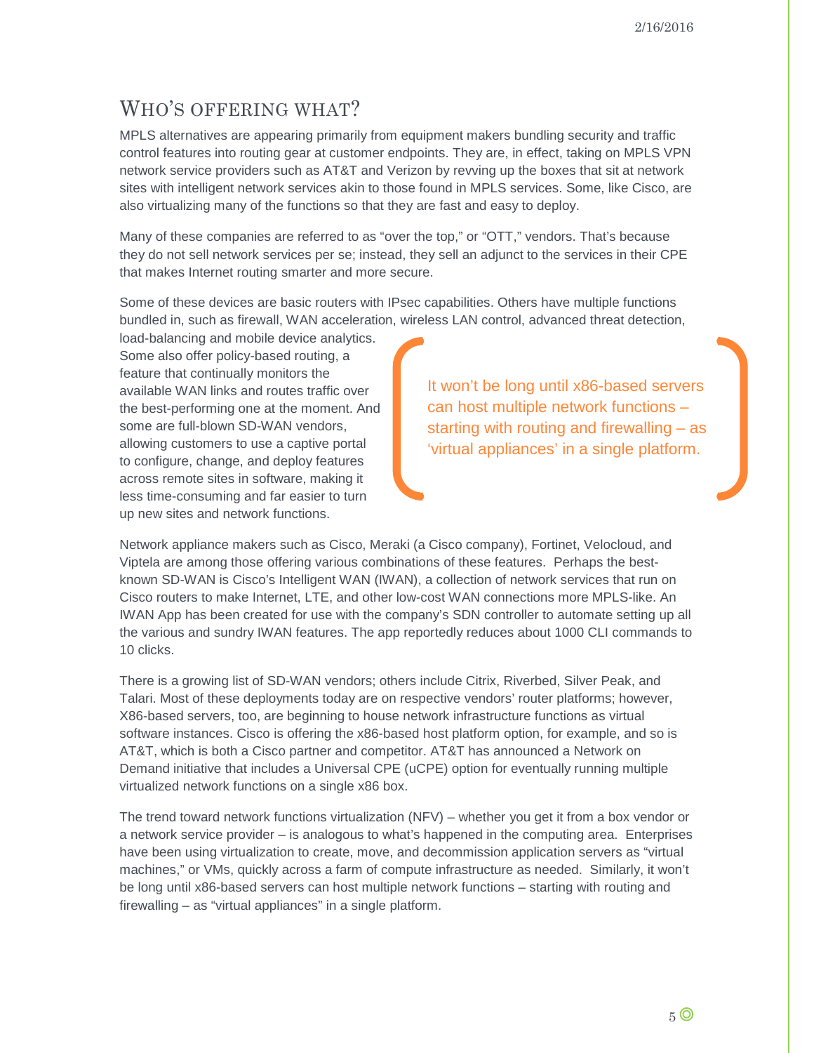## Who's offering what?

MPLS alternatives are appearing primarily from equipment makers bundling security and traffic control features into routing gear at customer endpoints. They are, in effect, taking on MPLS VPN network service providers such as AT&T and Verizon by revving up the boxes that sit at network sites with intelligent network services akin to those found in MPLS services. Some, like Cisco, are also virtualizing many of the functions so that they are fast and easy to deploy.

Many of these companies are referred to as "over the top," or "OTT," vendors. That's because they do not sell network services per se; instead, they sell an adjunct to the services in their CPE that makes Internet routing smarter and more secure.

Some of these devices are basic routers with IPsec capabilities. Others have multiple functions bundled in, such as firewall, WAN acceleration, wireless LAN control, advanced threat detection, load-balancing and mobile device analytics. Some also offer policy-based routing, a feature that continually monitors the available WAN links and routes traffic over the best-performing one at the moment. And some are full-blown SD-WAN vendors, allowing customers to use a captive portal to configure, change, and deploy features across remote sites in software, making it less time-consuming and far easier to turn up new sites and network functions.

> It won't be long until x86-based servers can host multiple network functions – starting with routing and firewalling – as 'virtual appliances' in a single platform.

Network appliance makers such as Cisco, Meraki (a Cisco company), Fortinet, Velocloud, and Viptela are among those offering various combinations of these features. Perhaps the best-known SD-WAN is Cisco's Intelligent WAN (IWAN), a collection of network services that run on Cisco routers to make Internet, LTE, and other low-cost WAN connections more MPLS-like. An IWAN App has been created for use with the company's SDN controller to automate setting up all the various and sundry IWAN features. The app reportedly reduces about 1000 CLI commands to 10 clicks.

There is a growing list of SD-WAN vendors; others include Citrix, Riverbed, Silver Peak, and Talari. Most of these deployments today are on respective vendors' router platforms; however, X86-based servers, too, are beginning to house network infrastructure functions as virtual software instances. Cisco is offering the x86-based host platform option, for example, and so is AT&T, which is both a Cisco partner and competitor. AT&T has announced a Network on Demand initiative that includes a Universal CPE (uCPE) option for eventually running multiple virtualized network functions on a single x86 box.

The trend toward network functions virtualization (NFV) – whether you get it from a box vendor or a network service provider – is analogous to what's happened in the computing area. Enterprises have been using virtualization to create, move, and decommission application servers as "virtual machines," or VMs, quickly across a farm of compute infrastructure as needed. Similarly, it won't be long until x86-based servers can host multiple network functions – starting with routing and firewalling – as "virtual appliances" in a single platform.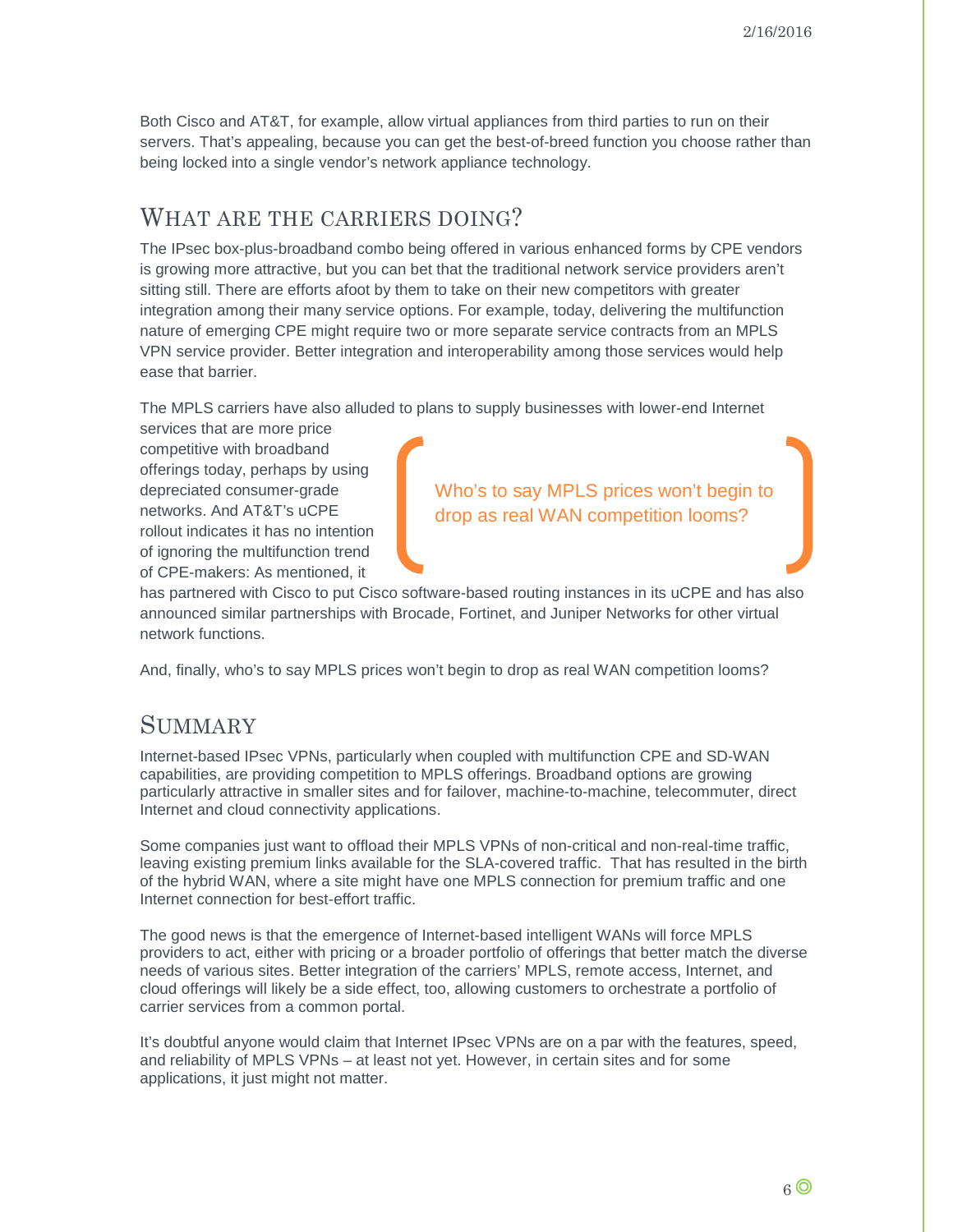Both Cisco and AT&T, for example, allow virtual appliances from third parties to run on their servers. That's appealing, because you can get the best-of-breed function you choose rather than being locked into a single vendor's network appliance technology.

## What are the carriers doing?

The IPsec box-plus-broadband combo being offered in various enhanced forms by CPE vendors is growing more attractive, but you can bet that the traditional network service providers aren't sitting still. There are efforts afoot by them to take on their new competitors with greater integration among their many service options. For example, today, delivering the multifunction nature of emerging CPE might require two or more separate service contracts from an MPLS VPN service provider. Better integration and interoperability among those services would help ease that barrier.

The MPLS carriers have also alluded to plans to supply businesses with lower-end Internet services that are more price competitive with broadband offerings today, perhaps by using depreciated consumer-grade networks. And AT&T's uCPE rollout indicates it has no intention of ignoring the multifunction trend of CPE-makers: As mentioned, it has partnered with Cisco to put Cisco software-based routing instances in its uCPE and has also announced similar partnerships with Brocade, Fortinet, and Juniper Networks for other virtual network functions.

> Who's to say MPLS prices won't begin to drop as real WAN competition looms?

And, finally, who's to say MPLS prices won't begin to drop as real WAN competition looms?

## Summary

Internet-based IPsec VPNs, particularly when coupled with multifunction CPE and SD-WAN capabilities, are providing competition to MPLS offerings. Broadband options are growing particularly attractive in smaller sites and for failover, machine-to-machine, telecommuter, direct Internet and cloud connectivity applications.

Some companies just want to offload their MPLS VPNs of non-critical and non-real-time traffic, leaving existing premium links available for the SLA-covered traffic. That has resulted in the birth of the hybrid WAN, where a site might have one MPLS connection for premium traffic and one Internet connection for best-effort traffic.

The good news is that the emergence of Internet-based intelligent WANs will force MPLS providers to act, either with pricing or a broader portfolio of offerings that better match the diverse needs of various sites. Better integration of the carriers' MPLS, remote access, Internet, and cloud offerings will likely be a side effect, too, allowing customers to orchestrate a portfolio of carrier services from a common portal.

It's doubtful anyone would claim that Internet IPsec VPNs are on a par with the features, speed, and reliability of MPLS VPNs – at least not yet. However, in certain sites and for some applications, it just might not matter.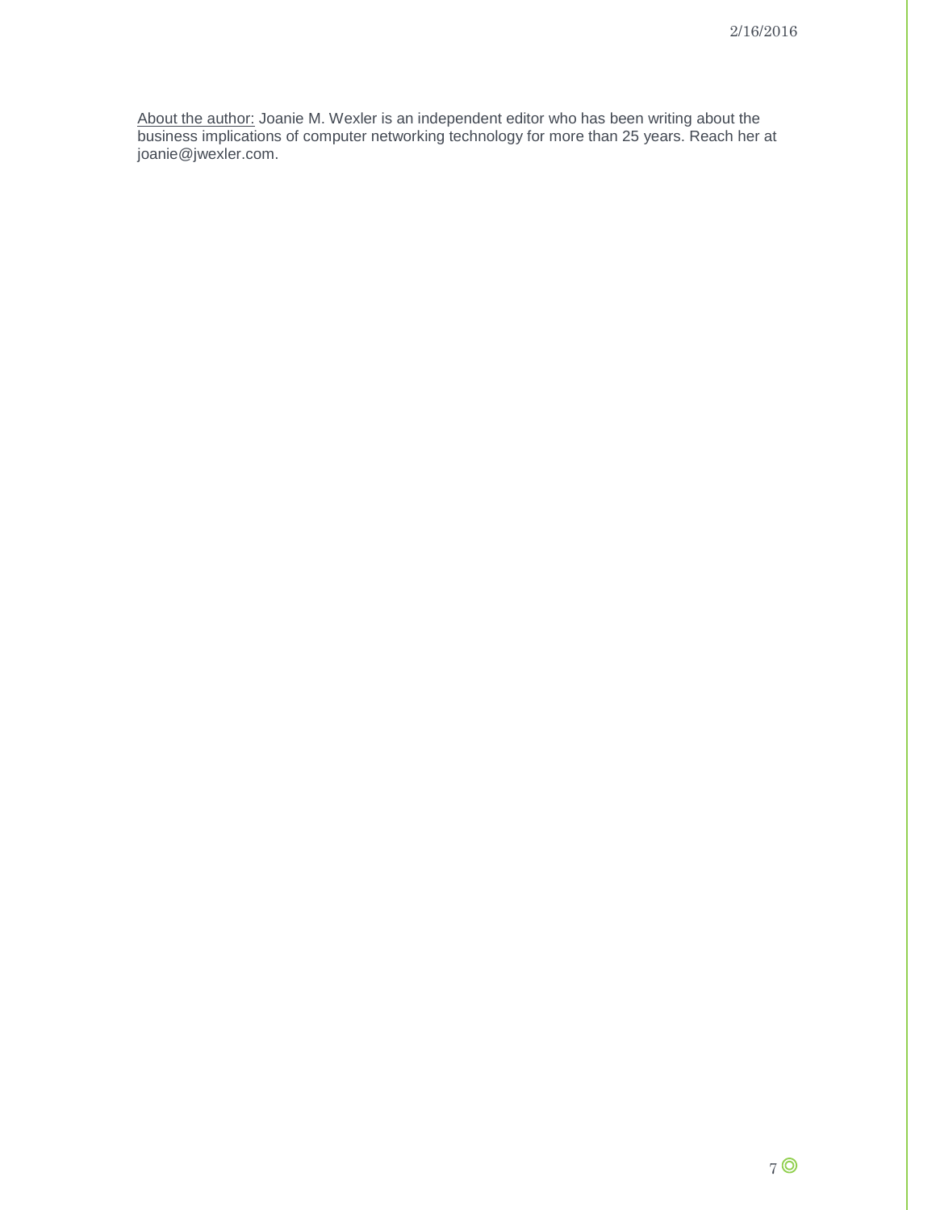About the author: Joanie M. Wexler is an independent editor who has been writing about the business implications of computer networking technology for more than 25 years. Reach her at joanie@jwexler.com.